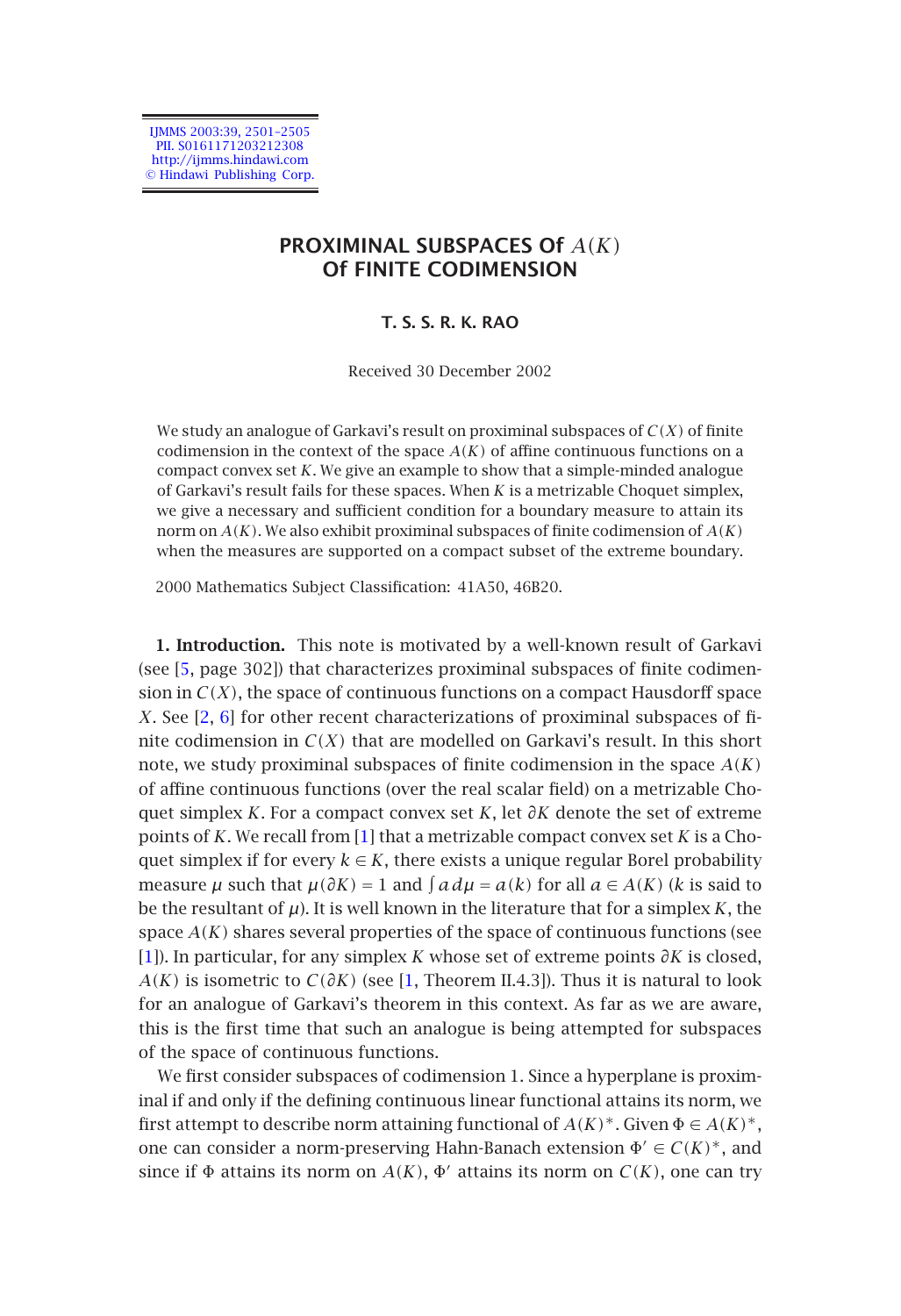# PROXIMINAL SUBSPACES Of $A(K)$ Of FINITE CODIMENSION

**T. S. S. R. K. RAO**

Received 30 December 2002

We study an analogue of Garkavi's result on proximinal subspaces of $C(X)$ of finite codimension in the context of the space $A(K)$ of affine continuous functions on a compact convex set $K$. We give an example to show that a simple-minded analogue of Garkavi's result fails for these spaces. When $K$ is a metrizable Choquet simplex, we give a necessary and sufficient condition for a boundary measure to attain its norm on $A(K)$. We also exhibit proximinal subspaces of finite codimension of $A(K)$ when the measures are supported on a compact subset of the extreme boundary.

2000 Mathematics Subject Classification: 41A50, 46B20.

**1. Introduction.** This note is motivated by a well-known result of Garkavi (see [5, page 302]) that characterizes proximinal subspaces of finite codimension in $C(X)$, the space of continuous functions on a compact Hausdorff space $X$. See [2, 6] for other recent characterizations of proximinal subspaces of finite codimension in $C(X)$ that are modelled on Garkavi's result. In this short note, we study proximinal subspaces of finite codimension in the space $A(K)$ of affine continuous functions (over the real scalar field) on a metrizable Choquet simplex $K$. For a compact convex set $K$, let $\partial K$ denote the set of extreme points of $K$. We recall from [1] that a metrizable compact convex set $K$ is a Choquet simplex if for every $k \in K$, there exists a unique regular Borel probability measure $\mu$ such that $\mu(\partial K) = 1$ and $\int a\, d\mu = a(k)$ for all $a \in A(K)$ ($k$ is said to be the resultant of $\mu$). It is well known in the literature that for a simplex $K$, the space $A(K)$ shares several properties of the space of continuous functions (see [1]). In particular, for any simplex $K$ whose set of extreme points $\partial K$ is closed, $A(K)$ is isometric to $C(\partial K)$ (see [1, Theorem II.4.3]). Thus it is natural to look for an analogue of Garkavi's theorem in this context. As far as we are aware, this is the first time that such an analogue is being attempted for subspaces of the space of continuous functions.

We first consider subspaces of codimension 1. Since a hyperplane is proximinal if and only if the defining continuous linear functional attains its norm, we first attempt to describe norm attaining functional of $A(K)^*$. Given $\Phi \in A(K)^*$, one can consider a norm-preserving Hahn-Banach extension $\Phi' \in C(K)^*$, and since if $\Phi$ attains its norm on $A(K)$, $\Phi'$ attains its norm on $C(K)$, one can try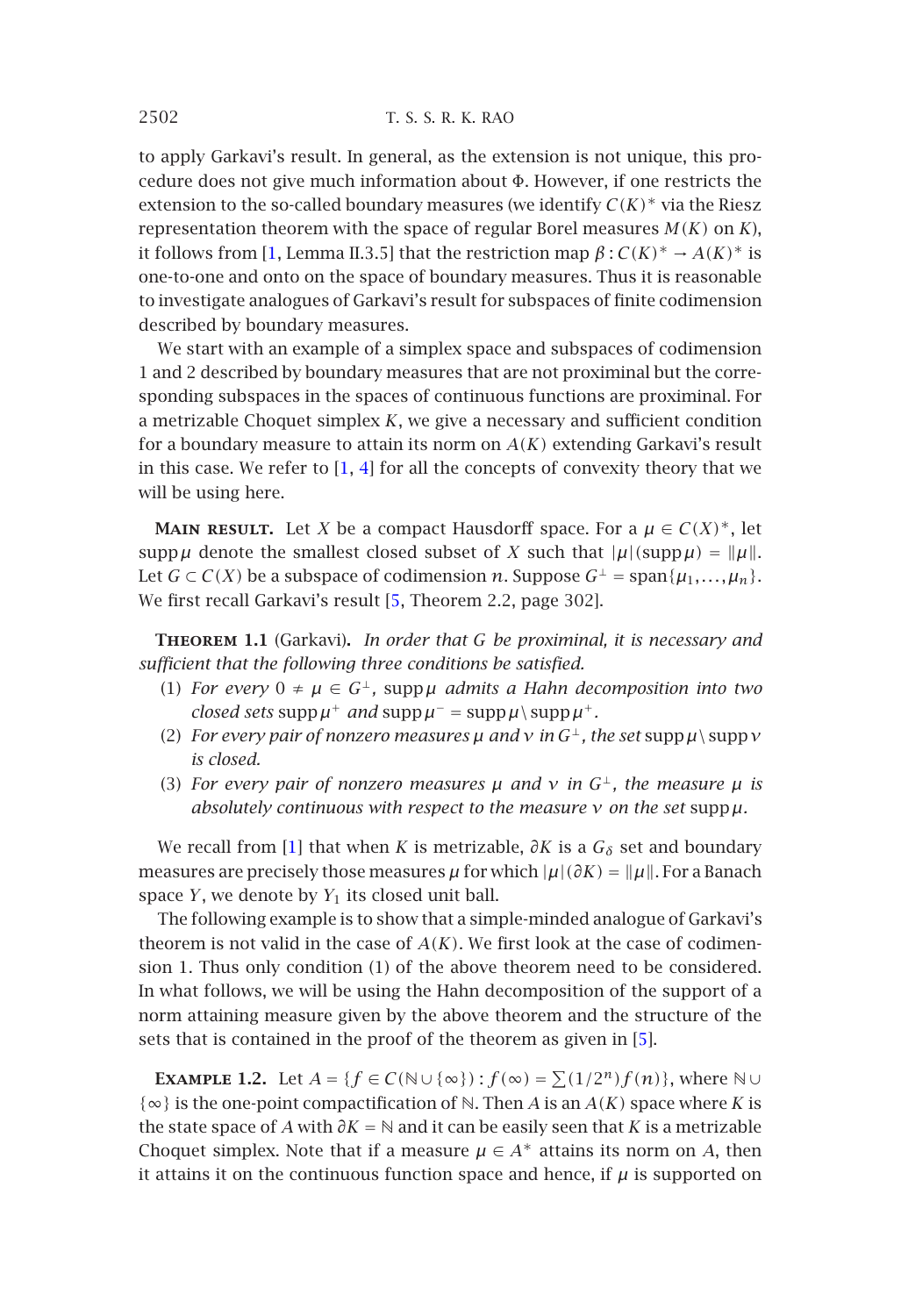to apply Garkavi's result. In general, as the extension is not unique, this procedure does not give much information about $\Phi$. However, if one restricts the extension to the so-called boundary measures (we identify $C(K)^*$ via the Riesz representation theorem with the space of regular Borel measures $M(K)$ on $K$), it follows from [1, Lemma II.3.5] that the restriction map $\beta : C(K)^* \to A(K)^*$ is one-to-one and onto on the space of boundary measures. Thus it is reasonable to investigate analogues of Garkavi's result for subspaces of finite codimension described by boundary measures.

We start with an example of a simplex space and subspaces of codimension 1 and 2 described by boundary measures that are not proximinal but the corresponding subspaces in the spaces of continuous functions are proximinal. For a metrizable Choquet simplex $K$, we give a necessary and sufficient condition for a boundary measure to attain its norm on $A(K)$ extending Garkavi's result in this case. We refer to [1, 4] for all the concepts of convexity theory that we will be using here.

**Main result.** Let $X$ be a compact Hausdorff space. For a $\mu \in C(X)^*$, let $\operatorname{supp}\mu$ denote the smallest closed subset of $X$ such that $|\mu|(\operatorname{supp}\mu) = \|\mu\|$. Let $G \subset C(X)$ be a subspace of codimension $n$. Suppose $G^\perp = \operatorname{span}\{\mu_1,\dots,\mu_n\}$. We first recall Garkavi's result [5, Theorem 2.2, page 302].

**Theorem 1.1** (Garkavi). *In order that $G$ be proximinal, it is necessary and sufficient that the following three conditions be satisfied.*

1. *For every $0 \neq \mu \in G^\perp$, $\operatorname{supp}\mu$ admits a Hahn decomposition into two closed sets $\operatorname{supp}\mu^+$ and $\operatorname{supp}\mu^- = \operatorname{supp}\mu \setminus \operatorname{supp}\mu^+$.*
2. *For every pair of nonzero measures $\mu$ and $\nu$ in $G^\perp$, the set $\operatorname{supp}\mu \setminus \operatorname{supp}\nu$ is closed.*
3. *For every pair of nonzero measures $\mu$ and $\nu$ in $G^\perp$, the measure $\mu$ is absolutely continuous with respect to the measure $\nu$ on the set $\operatorname{supp}\mu$.*

We recall from [1] that when $K$ is metrizable, $\partial K$ is a $G_\delta$ set and boundary measures are precisely those measures $\mu$ for which $|\mu|(\partial K) = \|\mu\|$. For a Banach space $Y$, we denote by $Y_1$ its closed unit ball.

The following example is to show that a simple-minded analogue of Garkavi's theorem is not valid in the case of $A(K)$. We first look at the case of codimension 1. Thus only condition (1) of the above theorem need to be considered. In what follows, we will be using the Hahn decomposition of the support of a norm attaining measure given by the above theorem and the structure of the sets that is contained in the proof of the theorem as given in [5].

**Example 1.2.** Let $A = \{f \in C(\mathbb{N} \cup \{\infty\}) : f(\infty) = \sum (1/2^n) f(n)\}$, where $\mathbb{N} \cup \{\infty\}$ is the one-point compactification of $\mathbb{N}$. Then $A$ is an $A(K)$ space where $K$ is the state space of $A$ with $\partial K = \mathbb{N}$ and it can be easily seen that $K$ is a metrizable Choquet simplex. Note that if a measure $\mu \in A^*$ attains its norm on $A$, then it attains it on the continuous function space and hence, if $\mu$ is supported on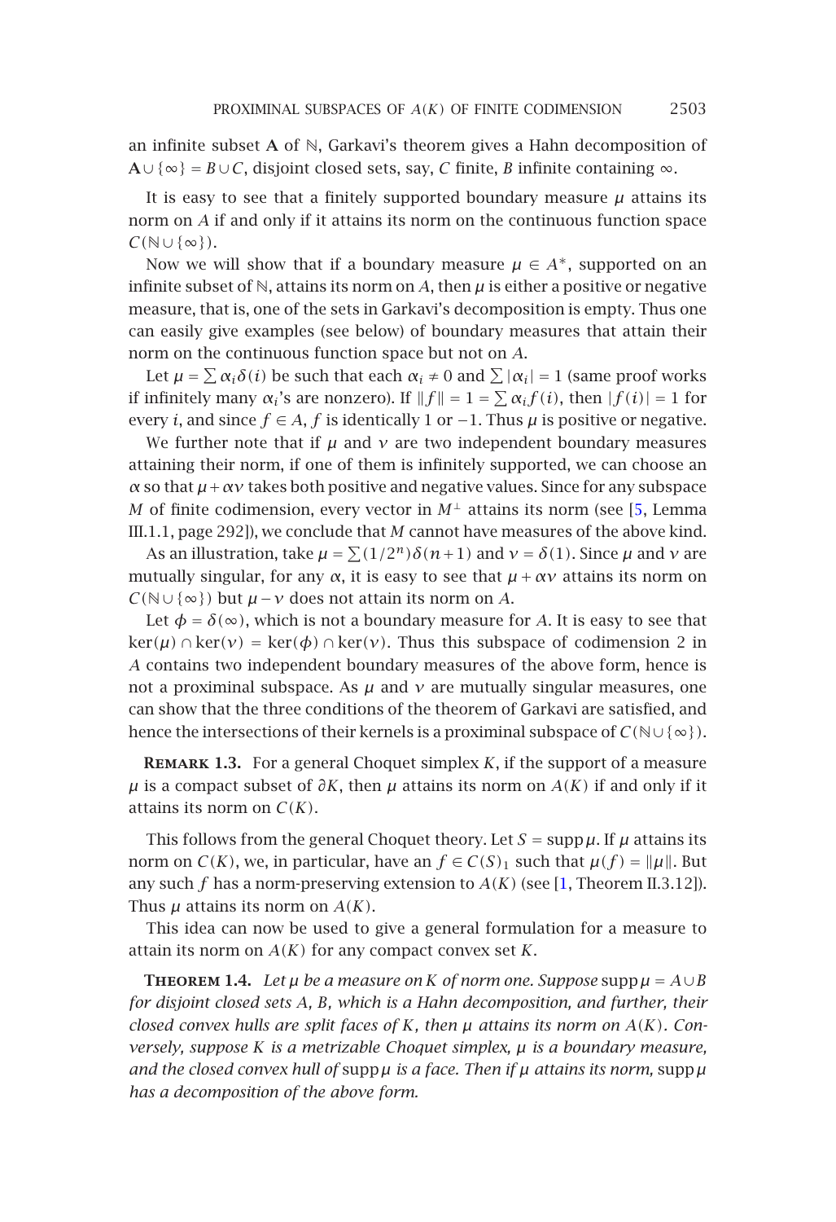an infinite subset $\mathbf{A}$ of $\mathbb{N}$, Garkavi's theorem gives a Hahn decomposition of $\mathbf{A} \cup \{\infty\} = B \cup C$, disjoint closed sets, say, $C$ finite, $B$ infinite containing $\infty$.

It is easy to see that a finitely supported boundary measure $\mu$ attains its norm on $A$ if and only if it attains its norm on the continuous function space $C(\mathbb{N} \cup \{\infty\})$.

Now we will show that if a boundary measure $\mu \in A^*$, supported on an infinite subset of $\mathbb{N}$, attains its norm on $A$, then $\mu$ is either a positive or negative measure, that is, one of the sets in Garkavi's decomposition is empty. Thus one can easily give examples (see below) of boundary measures that attain their norm on the continuous function space but not on $A$.

Let $\mu = \sum \alpha_i \delta(i)$ be such that each $\alpha_i \neq 0$ and $\sum |\alpha_i| = 1$ (same proof works if infinitely many $\alpha_i$'s are nonzero). If $\|f\| = 1 = \sum \alpha_i f(i)$, then $|f(i)| = 1$ for every $i$, and since $f \in A$, $f$ is identically 1 or $-1$. Thus $\mu$ is positive or negative.

We further note that if $\mu$ and $\nu$ are two independent boundary measures attaining their norm, if one of them is infinitely supported, we can choose an $\alpha$ so that $\mu + \alpha\nu$ takes both positive and negative values. Since for any subspace $M$ of finite codimension, every vector in $M^{\perp}$ attains its norm (see [5, Lemma III.1.1, page 292]), we conclude that $M$ cannot have measures of the above kind.

As an illustration, take $\mu = \sum (1/2^n)\delta(n+1)$ and $\nu = \delta(1)$. Since $\mu$ and $\nu$ are mutually singular, for any $\alpha$, it is easy to see that $\mu + \alpha\nu$ attains its norm on $C(\mathbb{N} \cup \{\infty\})$ but $\mu - \nu$ does not attain its norm on $A$.

Let $\phi = \delta(\infty)$, which is not a boundary measure for $A$. It is easy to see that $\ker(\mu) \cap \ker(\nu) = \ker(\phi) \cap \ker(\nu)$. Thus this subspace of codimension 2 in $A$ contains two independent boundary measures of the above form, hence is not a proximinal subspace. As $\mu$ and $\nu$ are mutually singular measures, one can show that the three conditions of the theorem of Garkavi are satisfied, and hence the intersections of their kernels is a proximinal subspace of $C(\mathbb{N} \cup \{\infty\})$.

**Remark 1.3.** For a general Choquet simplex $K$, if the support of a measure $\mu$ is a compact subset of $\partial K$, then $\mu$ attains its norm on $A(K)$ if and only if it attains its norm on $C(K)$.

This follows from the general Choquet theory. Let $S = \operatorname{supp}\mu$. If $\mu$ attains its norm on $C(K)$, we, in particular, have an $f \in C(S)_1$ such that $\mu(f) = \|\mu\|$. But any such $f$ has a norm-preserving extension to $A(K)$ (see [1, Theorem II.3.12]). Thus $\mu$ attains its norm on $A(K)$.

This idea can now be used to give a general formulation for a measure to attain its norm on $A(K)$ for any compact convex set $K$.

**Theorem 1.4.** *Let $\mu$ be a measure on $K$ of norm one. Suppose $\operatorname{supp}\mu = A \cup B$ for disjoint closed sets $A$, $B$, which is a Hahn decomposition, and further, their closed convex hulls are split faces of $K$, then $\mu$ attains its norm on $A(K)$. Conversely, suppose $K$ is a metrizable Choquet simplex, $\mu$ is a boundary measure, and the closed convex hull of $\operatorname{supp}\mu$ is a face. Then if $\mu$ attains its norm, $\operatorname{supp}\mu$ has a decomposition of the above form.*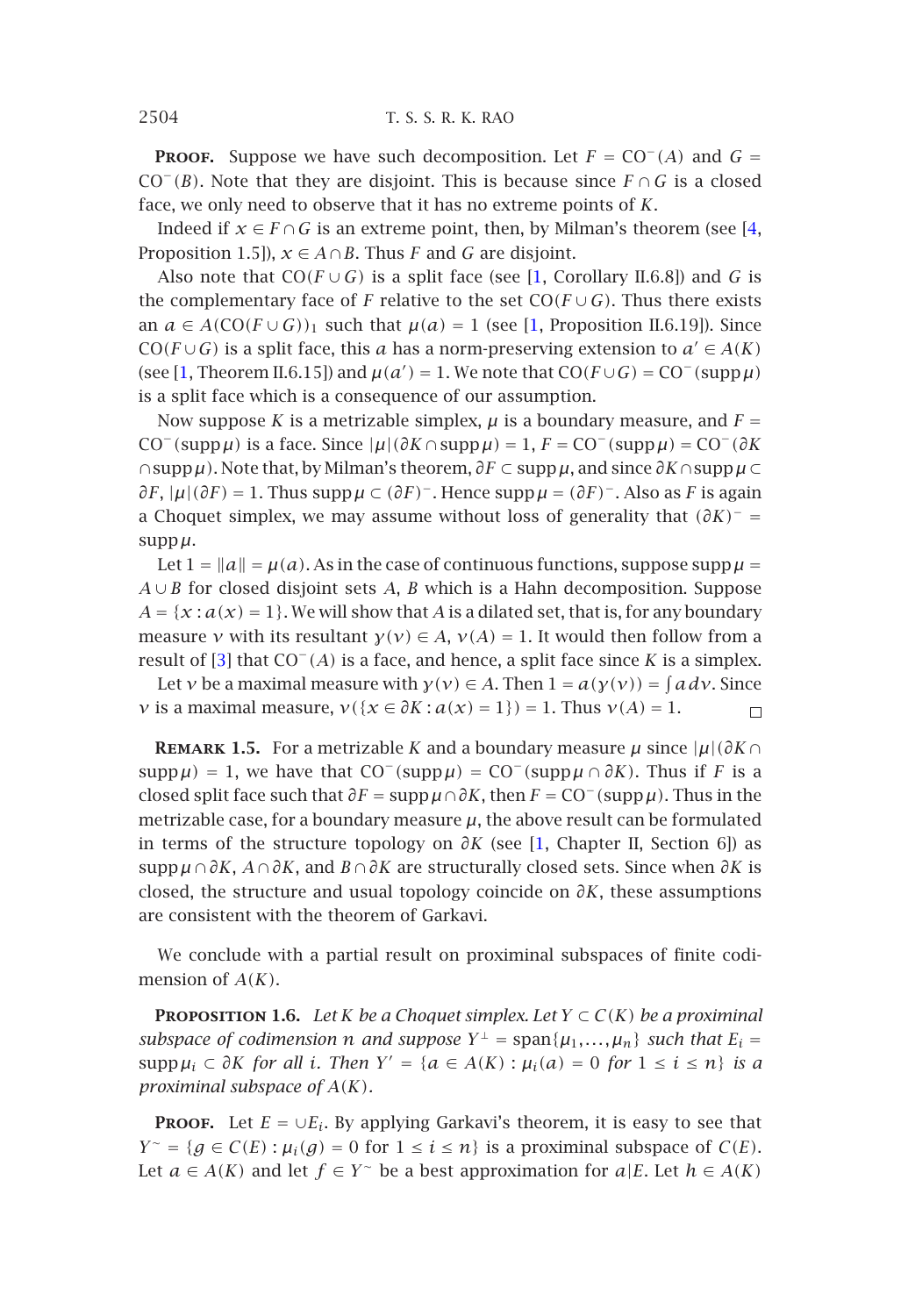**Proof.** Suppose we have such decomposition. Let $F = \mathrm{CO}^-(A)$ and $G = \mathrm{CO}^-(B)$. Note that they are disjoint. This is because since $F \cap G$ is a closed face, we only need to observe that it has no extreme points of $K$.

Indeed if $x \in F \cap G$ is an extreme point, then, by Milman's theorem (see [4, Proposition 1.5]), $x \in A \cap B$. Thus $F$ and $G$ are disjoint.

Also note that $\mathrm{CO}(F \cup G)$ is a split face (see [1, Corollary II.6.8]) and $G$ is the complementary face of $F$ relative to the set $\mathrm{CO}(F \cup G)$. Thus there exists an $a \in A(\mathrm{CO}(F \cup G))_1$ such that $\mu(a) = 1$ (see [1, Proposition II.6.19]). Since $\mathrm{CO}(F \cup G)$ is a split face, this $a$ has a norm-preserving extension to $a' \in A(K)$ (see [1, Theorem II.6.15]) and $\mu(a') = 1$. We note that $\mathrm{CO}(F \cup G) = \mathrm{CO}^-(\operatorname{supp}\mu)$ is a split face which is a consequence of our assumption.

Now suppose $K$ is a metrizable simplex, $\mu$ is a boundary measure, and $F = \mathrm{CO}^-(\operatorname{supp}\mu)$ is a face. Since $|\mu|(\partial K \cap \operatorname{supp}\mu) = 1$, $F = \mathrm{CO}^-(\operatorname{supp}\mu) = \mathrm{CO}^-(\partial K \cap \operatorname{supp}\mu)$. Note that, by Milman's theorem, $\partial F \subset \operatorname{supp}\mu$, and since $\partial K \cap \operatorname{supp}\mu \subset \partial F$, $|\mu|(\partial F) = 1$. Thus $\operatorname{supp}\mu \subset (\partial F)^-$. Hence $\operatorname{supp}\mu = (\partial F)^-$. Also as $F$ is again a Choquet simplex, we may assume without loss of generality that $(\partial K)^- = \operatorname{supp}\mu$.

Let $1 = \|a\| = \mu(a)$. As in the case of continuous functions, suppose $\operatorname{supp}\mu = A \cup B$ for closed disjoint sets $A$, $B$ which is a Hahn decomposition. Suppose $A = \{x : a(x) = 1\}$. We will show that $A$ is a dilated set, that is, for any boundary measure $\nu$ with its resultant $\gamma(\nu) \in A$, $\nu(A) = 1$. It would then follow from a result of [3] that $\mathrm{CO}^-(A)$ is a face, and hence, a split face since $K$ is a simplex.

Let $\nu$ be a maximal measure with $\gamma(\nu) \in A$. Then $1 = a(\gamma(\nu)) = \int a\, d\nu$. Since $\nu$ is a maximal measure, $\nu(\{x \in \partial K : a(x) = 1\}) = 1$. Thus $\nu(A) = 1$. $\square$

**Remark 1.5.** For a metrizable $K$ and a boundary measure $\mu$ since $|\mu|(\partial K \cap \operatorname{supp}\mu) = 1$, we have that $\mathrm{CO}^-(\operatorname{supp}\mu) = \mathrm{CO}^-(\operatorname{supp}\mu \cap \partial K)$. Thus if $F$ is a closed split face such that $\partial F = \operatorname{supp}\mu \cap \partial K$, then $F = \mathrm{CO}^-(\operatorname{supp}\mu)$. Thus in the metrizable case, for a boundary measure $\mu$, the above result can be formulated in terms of the structure topology on $\partial K$ (see [1, Chapter II, Section 6]) as $\operatorname{supp}\mu \cap \partial K$, $A \cap \partial K$, and $B \cap \partial K$ are structurally closed sets. Since when $\partial K$ is closed, the structure and usual topology coincide on $\partial K$, these assumptions are consistent with the theorem of Garkavi.

We conclude with a partial result on proximinal subspaces of finite codimension of $A(K)$.

**Proposition 1.6.** *Let $K$ be a Choquet simplex. Let $Y \subset C(K)$ be a proximinal subspace of codimension $n$ and suppose $Y^\perp = \operatorname{span}\{\mu_1, \dots, \mu_n\}$ such that $E_i = \operatorname{supp}\mu_i \subset \partial K$ for all $i$. Then $Y' = \{a \in A(K) : \mu_i(a) = 0$ for $1 \le i \le n\}$ is a proximinal subspace of $A(K)$.*

**Proof.** Let $E = \cup E_i$. By applying Garkavi's theorem, it is easy to see that $Y^\sim = \{g \in C(E) : \mu_i(g) = 0 \text{ for } 1 \le i \le n\}$ is a proximinal subspace of $C(E)$. Let $a \in A(K)$ and let $f \in Y^\sim$ be a best approximation for $a|E$. Let $h \in A(K)$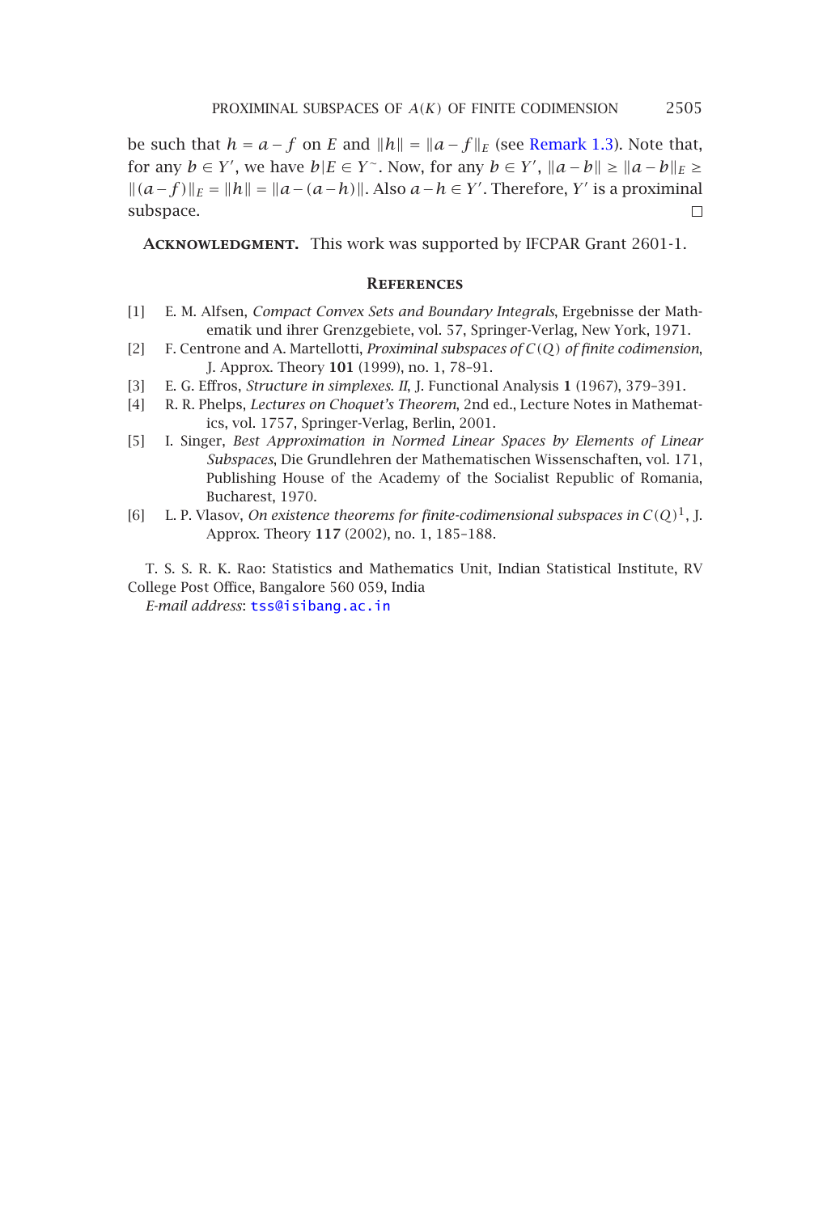be such that $h = a - f$ on $E$ and $\|h\| = \|a - f\|_E$ (see Remark 1.3). Note that, for any $b \in Y'$, we have $b|E \in Y^{\sim}$. Now, for any $b \in Y'$, $\|a - b\| \geq \|a - b\|_E \geq \|(a - f)\|_E = \|h\| = \|a - (a - h)\|$. Also $a - h \in Y'$. Therefore, $Y'$ is a proximinal subspace. □

**Acknowledgment.** This work was supported by IFCPAR Grant 2601-1.

## References

[1] E. M. Alfsen, *Compact Convex Sets and Boundary Integrals*, Ergebnisse der Mathematik und ihrer Grenzgebiete, vol. 57, Springer-Verlag, New York, 1971.

[2] F. Centrone and A. Martellotti, *Proximinal subspaces of $C(Q)$ of finite codimension*, J. Approx. Theory **101** (1999), no. 1, 78–91.

[3] E. G. Effros, *Structure in simplexes. II*, J. Functional Analysis **1** (1967), 379–391.

[4] R. R. Phelps, *Lectures on Choquet's Theorem*, 2nd ed., Lecture Notes in Mathematics, vol. 1757, Springer-Verlag, Berlin, 2001.

[5] I. Singer, *Best Approximation in Normed Linear Spaces by Elements of Linear Subspaces*, Die Grundlehren der Mathematischen Wissenschaften, vol. 171, Publishing House of the Academy of the Socialist Republic of Romania, Bucharest, 1970.

[6] L. P. Vlasov, *On existence theorems for finite-codimensional subspaces in $C(Q)^1$*, J. Approx. Theory **117** (2002), no. 1, 185–188.

T. S. S. R. K. Rao: Statistics and Mathematics Unit, Indian Statistical Institute, RV College Post Office, Bangalore 560 059, India

*E-mail address*: tss@isibang.ac.in